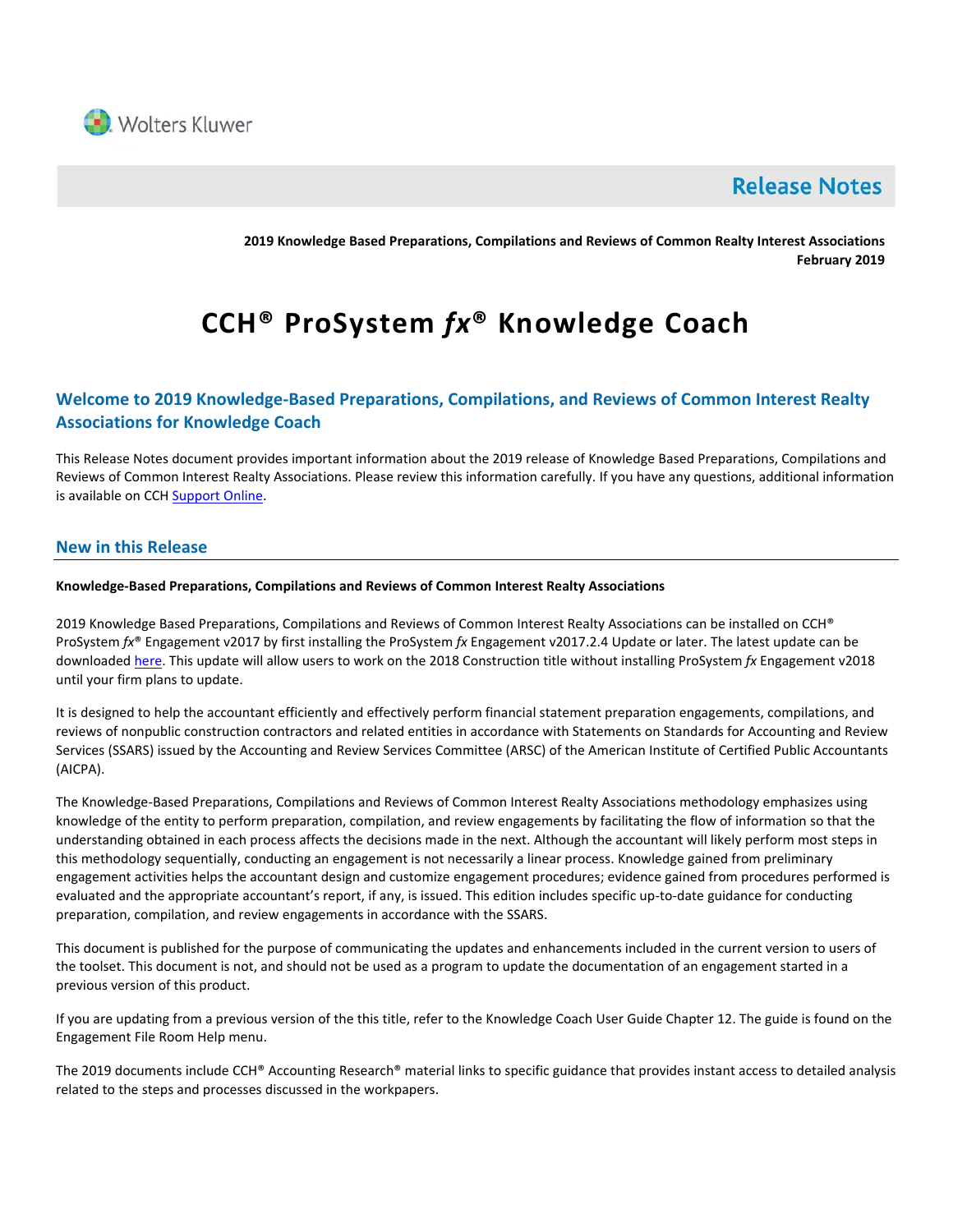Wolters Kluwer

# Release Notes

**2019 Knowledge Based Preparations, Compilations and Reviews of Common Realty Interest Associations**
**February 2019**

# CCH® ProSystem *fx*® Knowledge Coach

## Welcome to 2019 Knowledge-Based Preparations, Compilations, and Reviews of Common Interest Realty Associations for Knowledge Coach

This Release Notes document provides important information about the 2019 release of Knowledge Based Preparations, Compilations and Reviews of Common Interest Realty Associations. Please review this information carefully. If you have any questions, additional information is available on CCH Support Online.

## New in this Release

**Knowledge-Based Preparations, Compilations and Reviews of Common Interest Realty Associations**

2019 Knowledge Based Preparations, Compilations and Reviews of Common Interest Realty Associations can be installed on CCH® ProSystem *fx*® Engagement v2017 by first installing the ProSystem *fx* Engagement v2017.2.4 Update or later. The latest update can be downloaded here. This update will allow users to work on the 2018 Construction title without installing ProSystem *fx* Engagement v2018 until your firm plans to update.

It is designed to help the accountant efficiently and effectively perform financial statement preparation engagements, compilations, and reviews of nonpublic construction contractors and related entities in accordance with Statements on Standards for Accounting and Review Services (SSARS) issued by the Accounting and Review Services Committee (ARSC) of the American Institute of Certified Public Accountants (AICPA).

The Knowledge-Based Preparations, Compilations and Reviews of Common Interest Realty Associations methodology emphasizes using knowledge of the entity to perform preparation, compilation, and review engagements by facilitating the flow of information so that the understanding obtained in each process affects the decisions made in the next. Although the accountant will likely perform most steps in this methodology sequentially, conducting an engagement is not necessarily a linear process. Knowledge gained from preliminary engagement activities helps the accountant design and customize engagement procedures; evidence gained from procedures performed is evaluated and the appropriate accountant's report, if any, is issued. This edition includes specific up-to-date guidance for conducting preparation, compilation, and review engagements in accordance with the SSARS.

This document is published for the purpose of communicating the updates and enhancements included in the current version to users of the toolset. This document is not, and should not be used as a program to update the documentation of an engagement started in a previous version of this product.

If you are updating from a previous version of the this title, refer to the Knowledge Coach User Guide Chapter 12. The guide is found on the Engagement File Room Help menu.

The 2019 documents include CCH® Accounting Research® material links to specific guidance that provides instant access to detailed analysis related to the steps and processes discussed in the workpapers.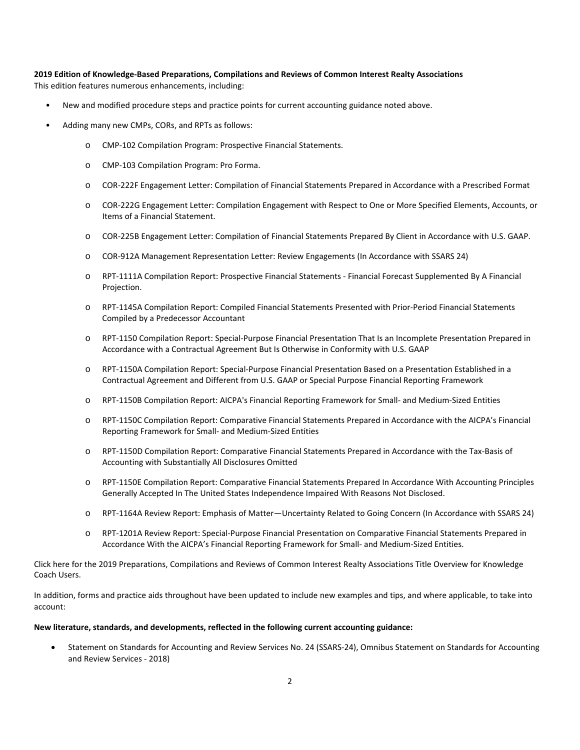**2019 Edition of Knowledge-Based Preparations, Compilations and Reviews of Common Interest Realty Associations**
This edition features numerous enhancements, including:

- New and modified procedure steps and practice points for current accounting guidance noted above.
- Adding many new CMPs, CORs, and RPTs as follows:
  - CMP-102 Compilation Program: Prospective Financial Statements.
  - CMP-103 Compilation Program: Pro Forma.
  - COR-222F Engagement Letter: Compilation of Financial Statements Prepared in Accordance with a Prescribed Format
  - COR-222G Engagement Letter: Compilation Engagement with Respect to One or More Specified Elements, Accounts, or Items of a Financial Statement.
  - COR-225B Engagement Letter: Compilation of Financial Statements Prepared By Client in Accordance with U.S. GAAP.
  - COR-912A Management Representation Letter: Review Engagements (In Accordance with SSARS 24)
  - RPT-1111A Compilation Report: Prospective Financial Statements - Financial Forecast Supplemented By A Financial Projection.
  - RPT-1145A Compilation Report: Compiled Financial Statements Presented with Prior-Period Financial Statements Compiled by a Predecessor Accountant
  - RPT-1150 Compilation Report: Special-Purpose Financial Presentation That Is an Incomplete Presentation Prepared in Accordance with a Contractual Agreement But Is Otherwise in Conformity with U.S. GAAP
  - RPT-1150A Compilation Report: Special-Purpose Financial Presentation Based on a Presentation Established in a Contractual Agreement and Different from U.S. GAAP or Special Purpose Financial Reporting Framework
  - RPT-1150B Compilation Report: AICPA's Financial Reporting Framework for Small- and Medium-Sized Entities
  - RPT-1150C Compilation Report: Comparative Financial Statements Prepared in Accordance with the AICPA's Financial Reporting Framework for Small- and Medium-Sized Entities
  - RPT-1150D Compilation Report: Comparative Financial Statements Prepared in Accordance with the Tax-Basis of Accounting with Substantially All Disclosures Omitted
  - RPT-1150E Compilation Report: Comparative Financial Statements Prepared In Accordance With Accounting Principles Generally Accepted In The United States Independence Impaired With Reasons Not Disclosed.
  - RPT-1164A Review Report: Emphasis of Matter—Uncertainty Related to Going Concern (In Accordance with SSARS 24)
  - RPT-1201A Review Report: Special-Purpose Financial Presentation on Comparative Financial Statements Prepared in Accordance With the AICPA's Financial Reporting Framework for Small- and Medium-Sized Entities.

Click here for the 2019 Preparations, Compilations and Reviews of Common Interest Realty Associations Title Overview for Knowledge Coach Users.

In addition, forms and practice aids throughout have been updated to include new examples and tips, and where applicable, to take into account:

**New literature, standards, and developments, reflected in the following current accounting guidance:**

- Statement on Standards for Accounting and Review Services No. 24 (SSARS-24), Omnibus Statement on Standards for Accounting and Review Services - 2018)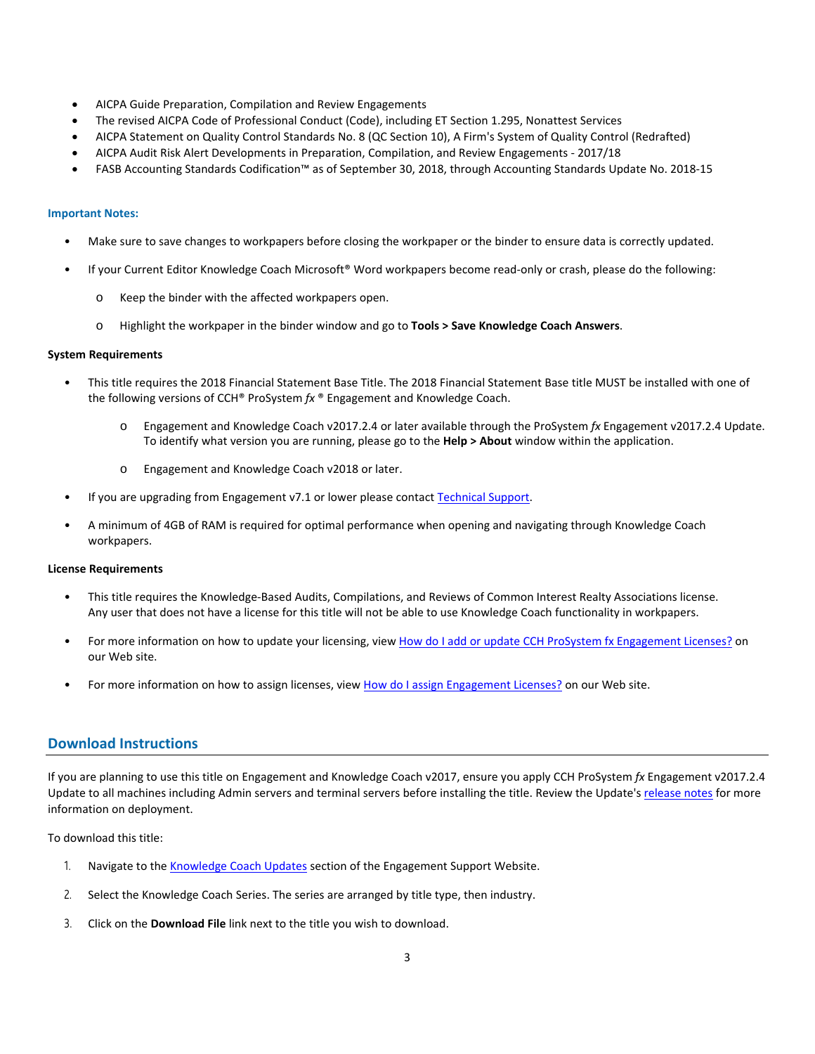- AICPA Guide Preparation, Compilation and Review Engagements
- The revised AICPA Code of Professional Conduct (Code), including ET Section 1.295, Nonattest Services
- AICPA Statement on Quality Control Standards No. 8 (QC Section 10), A Firm's System of Quality Control (Redrafted)
- AICPA Audit Risk Alert Developments in Preparation, Compilation, and Review Engagements - 2017/18
- FASB Accounting Standards Codification™ as of September 30, 2018, through Accounting Standards Update No. 2018-15

**Important Notes:**

- Make sure to save changes to workpapers before closing the workpaper or the binder to ensure data is correctly updated.
- If your Current Editor Knowledge Coach Microsoft® Word workpapers become read-only or crash, please do the following:
  - Keep the binder with the affected workpapers open.
  - Highlight the workpaper in the binder window and go to **Tools > Save Knowledge Coach Answers**.

**System Requirements**

- This title requires the 2018 Financial Statement Base Title. The 2018 Financial Statement Base title MUST be installed with one of the following versions of CCH® ProSystem *fx* ® Engagement and Knowledge Coach.
  - Engagement and Knowledge Coach v2017.2.4 or later available through the ProSystem *fx* Engagement v2017.2.4 Update. To identify what version you are running, please go to the **Help > About** window within the application.
  - Engagement and Knowledge Coach v2018 or later.
- If you are upgrading from Engagement v7.1 or lower please contact Technical Support.
- A minimum of 4GB of RAM is required for optimal performance when opening and navigating through Knowledge Coach workpapers.

**License Requirements**

- This title requires the Knowledge-Based Audits, Compilations, and Reviews of Common Interest Realty Associations license. Any user that does not have a license for this title will not be able to use Knowledge Coach functionality in workpapers.
- For more information on how to update your licensing, view How do I add or update CCH ProSystem fx Engagement Licenses? on our Web site.
- For more information on how to assign licenses, view How do I assign Engagement Licenses? on our Web site.

## Download Instructions

If you are planning to use this title on Engagement and Knowledge Coach v2017, ensure you apply CCH ProSystem *fx* Engagement v2017.2.4 Update to all machines including Admin servers and terminal servers before installing the title. Review the Update's release notes for more information on deployment.

To download this title:

1. Navigate to the Knowledge Coach Updates section of the Engagement Support Website.
2. Select the Knowledge Coach Series. The series are arranged by title type, then industry.
3. Click on the **Download File** link next to the title you wish to download.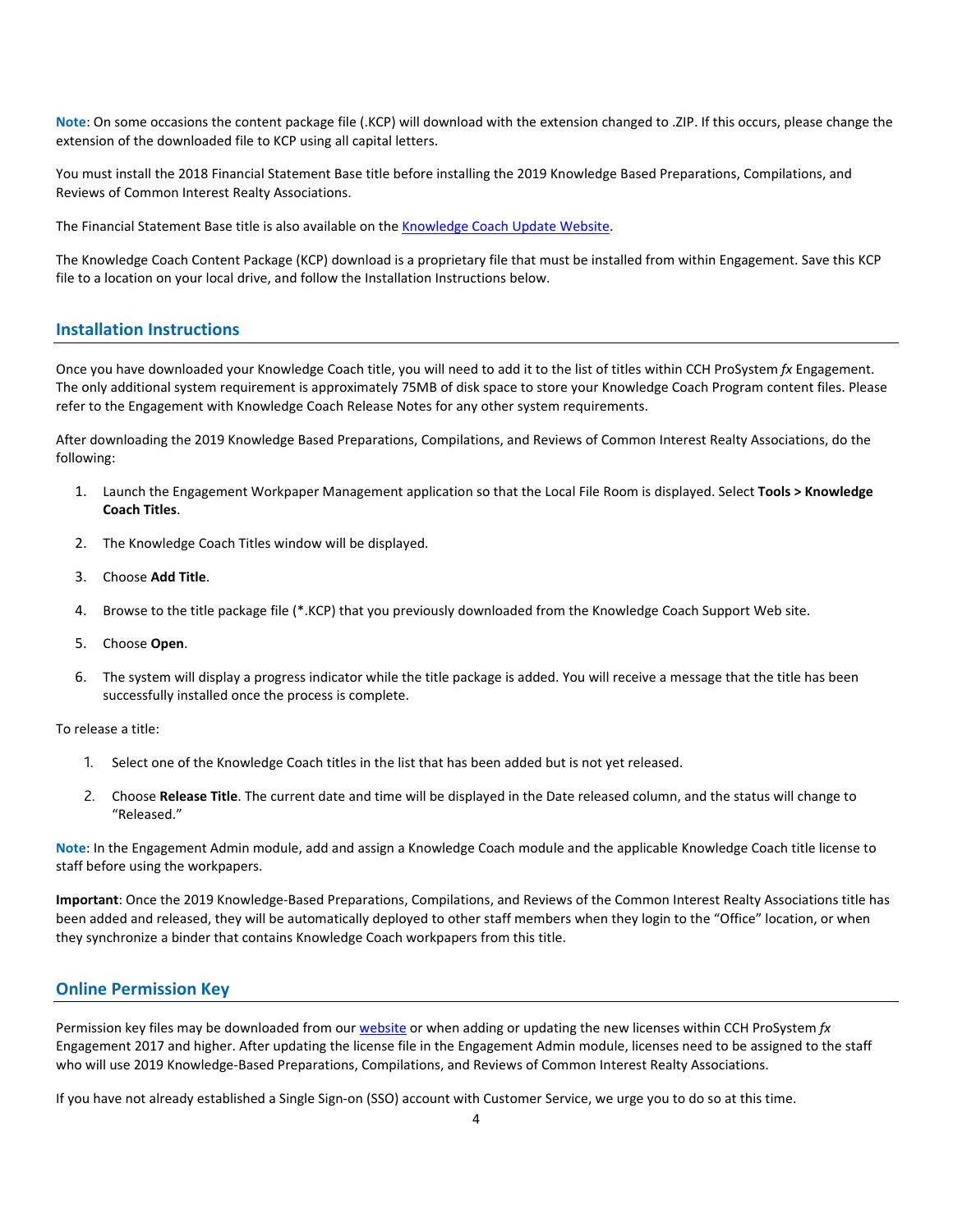**Note**: On some occasions the content package file (.KCP) will download with the extension changed to .ZIP. If this occurs, please change the extension of the downloaded file to KCP using all capital letters.

You must install the 2018 Financial Statement Base title before installing the 2019 Knowledge Based Preparations, Compilations, and Reviews of Common Interest Realty Associations.

The Financial Statement Base title is also available on the [Knowledge Coach Update Website](#).

The Knowledge Coach Content Package (KCP) download is a proprietary file that must be installed from within Engagement. Save this KCP file to a location on your local drive, and follow the Installation Instructions below.

## Installation Instructions

Once you have downloaded your Knowledge Coach title, you will need to add it to the list of titles within CCH ProSystem *fx* Engagement. The only additional system requirement is approximately 75MB of disk space to store your Knowledge Coach Program content files. Please refer to the Engagement with Knowledge Coach Release Notes for any other system requirements.

After downloading the 2019 Knowledge Based Preparations, Compilations, and Reviews of Common Interest Realty Associations, do the following:

1. Launch the Engagement Workpaper Management application so that the Local File Room is displayed. Select **Tools > Knowledge Coach Titles**.
2. The Knowledge Coach Titles window will be displayed.
3. Choose **Add Title**.
4. Browse to the title package file (*.KCP) that you previously downloaded from the Knowledge Coach Support Web site.
5. Choose **Open**.
6. The system will display a progress indicator while the title package is added. You will receive a message that the title has been successfully installed once the process is complete.

To release a title:

1. Select one of the Knowledge Coach titles in the list that has been added but is not yet released.
2. Choose **Release Title**. The current date and time will be displayed in the Date released column, and the status will change to "Released."

**Note**: In the Engagement Admin module, add and assign a Knowledge Coach module and the applicable Knowledge Coach title license to staff before using the workpapers.

**Important**: Once the 2019 Knowledge-Based Preparations, Compilations, and Reviews of the Common Interest Realty Associations title has been added and released, they will be automatically deployed to other staff members when they login to the "Office" location, or when they synchronize a binder that contains Knowledge Coach workpapers from this title.

## Online Permission Key

Permission key files may be downloaded from our [website](#) or when adding or updating the new licenses within CCH ProSystem *fx* Engagement 2017 and higher. After updating the license file in the Engagement Admin module, licenses need to be assigned to the staff who will use 2019 Knowledge-Based Preparations, Compilations, and Reviews of Common Interest Realty Associations.

If you have not already established a Single Sign-on (SSO) account with Customer Service, we urge you to do so at this time.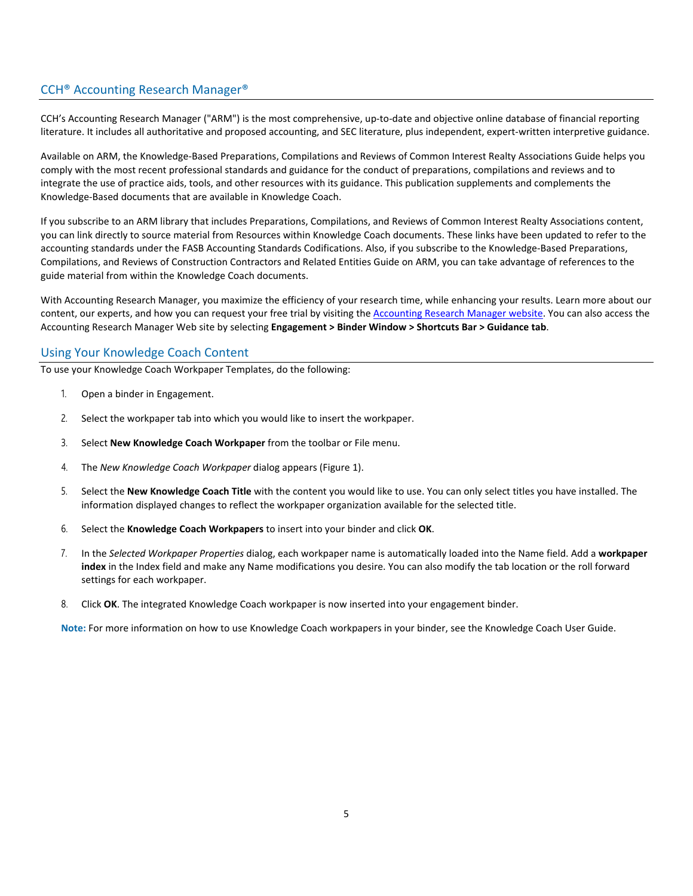## CCH® Accounting Research Manager®

CCH's Accounting Research Manager ("ARM") is the most comprehensive, up-to-date and objective online database of financial reporting literature. It includes all authoritative and proposed accounting, and SEC literature, plus independent, expert-written interpretive guidance.

Available on ARM, the Knowledge-Based Preparations, Compilations and Reviews of Common Interest Realty Associations Guide helps you comply with the most recent professional standards and guidance for the conduct of preparations, compilations and reviews and to integrate the use of practice aids, tools, and other resources with its guidance. This publication supplements and complements the Knowledge-Based documents that are available in Knowledge Coach.

If you subscribe to an ARM library that includes Preparations, Compilations, and Reviews of Common Interest Realty Associations content, you can link directly to source material from Resources within Knowledge Coach documents. These links have been updated to refer to the accounting standards under the FASB Accounting Standards Codifications. Also, if you subscribe to the Knowledge-Based Preparations, Compilations, and Reviews of Construction Contractors and Related Entities Guide on ARM, you can take advantage of references to the guide material from within the Knowledge Coach documents.

With Accounting Research Manager, you maximize the efficiency of your research time, while enhancing your results. Learn more about our content, our experts, and how you can request your free trial by visiting the Accounting Research Manager website. You can also access the Accounting Research Manager Web site by selecting **Engagement > Binder Window > Shortcuts Bar > Guidance tab**.

## Using Your Knowledge Coach Content

To use your Knowledge Coach Workpaper Templates, do the following:

1. Open a binder in Engagement.
2. Select the workpaper tab into which you would like to insert the workpaper.
3. Select **New Knowledge Coach Workpaper** from the toolbar or File menu.
4. The *New Knowledge Coach Workpaper* dialog appears (Figure 1).
5. Select the **New Knowledge Coach Title** with the content you would like to use. You can only select titles you have installed. The information displayed changes to reflect the workpaper organization available for the selected title.
6. Select the **Knowledge Coach Workpapers** to insert into your binder and click **OK**.
7. In the *Selected Workpaper Properties* dialog, each workpaper name is automatically loaded into the Name field. Add a **workpaper index** in the Index field and make any Name modifications you desire. You can also modify the tab location or the roll forward settings for each workpaper.
8. Click **OK**. The integrated Knowledge Coach workpaper is now inserted into your engagement binder.

**Note:** For more information on how to use Knowledge Coach workpapers in your binder, see the Knowledge Coach User Guide.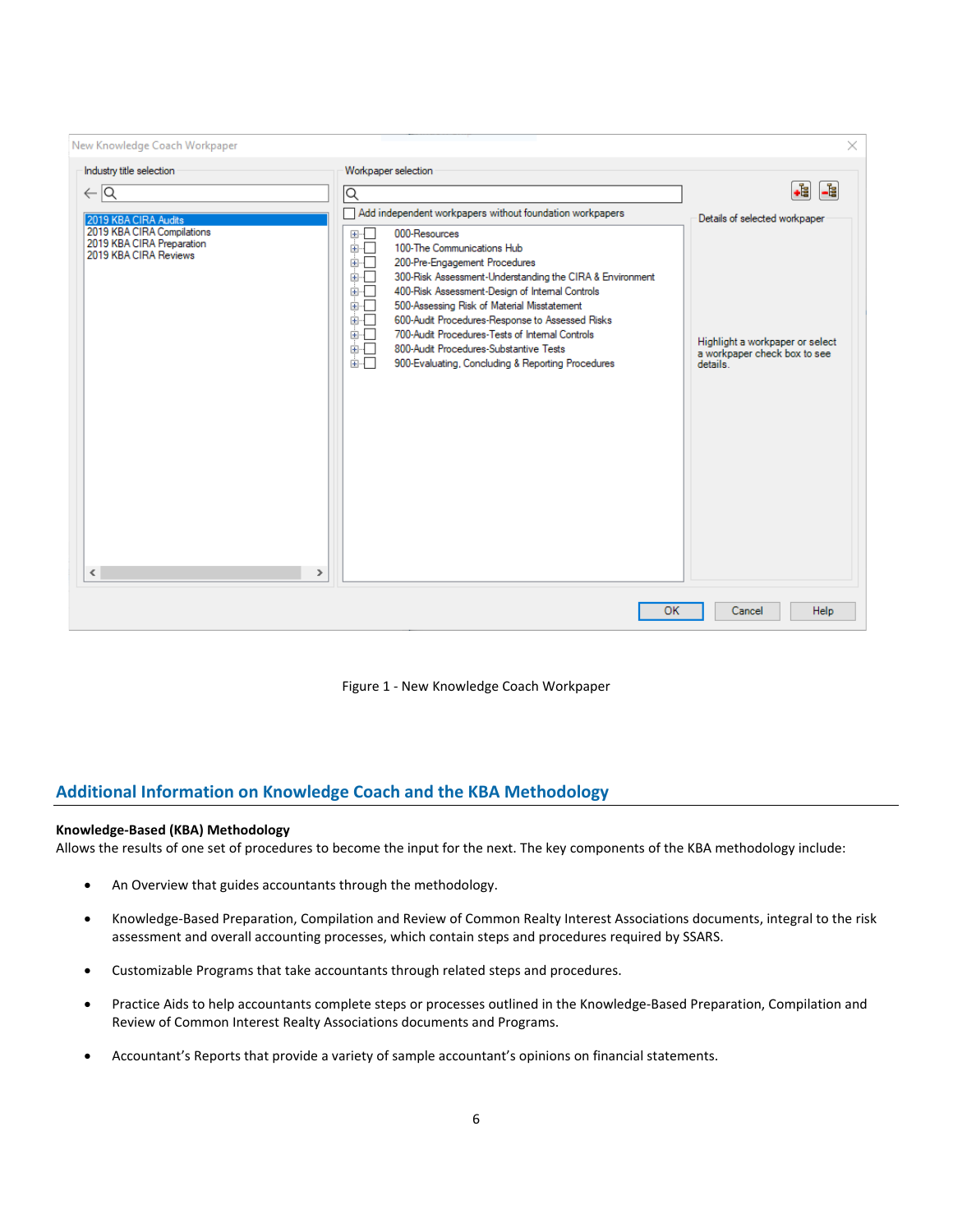Figure 1 - New Knowledge Coach Workpaper

## Additional Information on Knowledge Coach and the KBA Methodology

**Knowledge-Based (KBA) Methodology**

Allows the results of one set of procedures to become the input for the next. The key components of the KBA methodology include:

- An Overview that guides accountants through the methodology.
- Knowledge-Based Preparation, Compilation and Review of Common Realty Interest Associations documents, integral to the risk assessment and overall accounting processes, which contain steps and procedures required by SSARS.
- Customizable Programs that take accountants through related steps and procedures.
- Practice Aids to help accountants complete steps or processes outlined in the Knowledge-Based Preparation, Compilation and Review of Common Interest Realty Associations documents and Programs.
- Accountant's Reports that provide a variety of sample accountant's opinions on financial statements.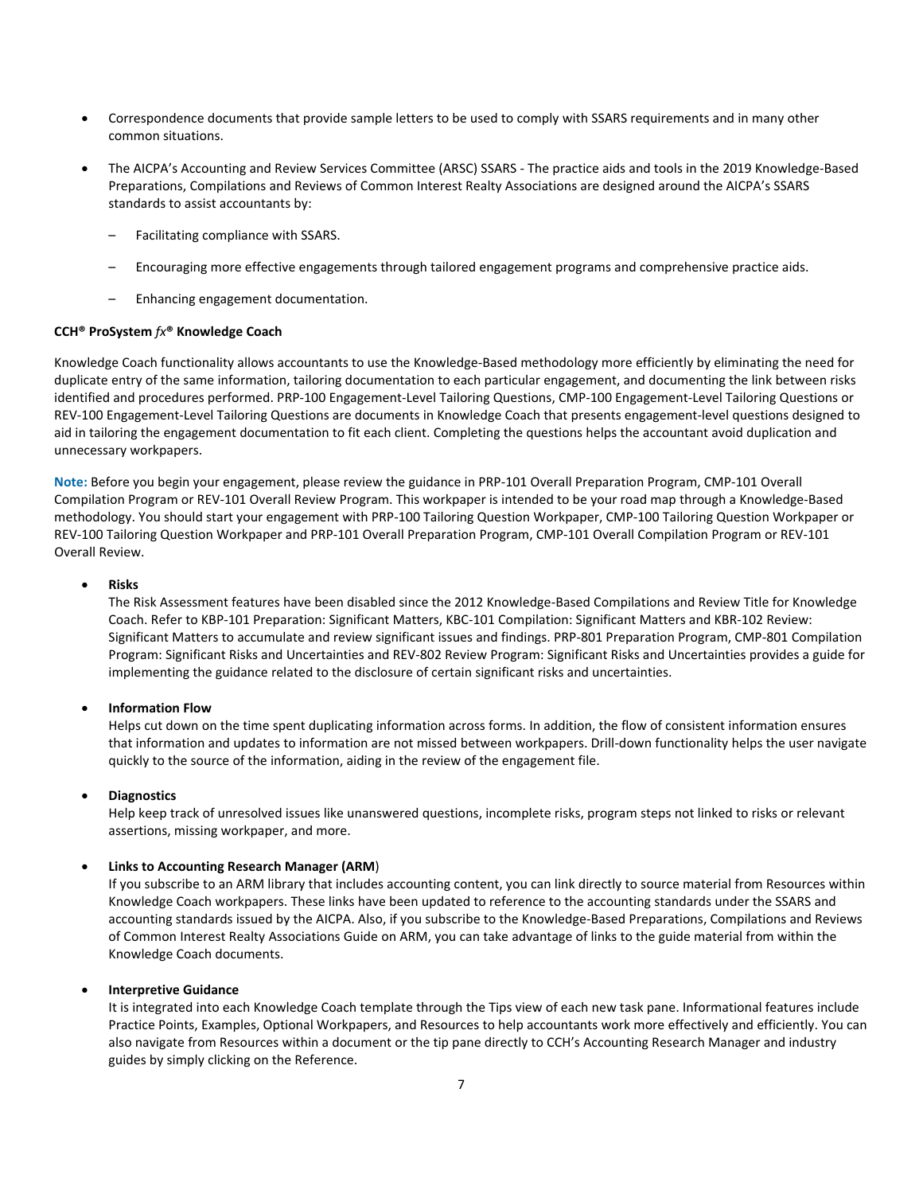- Correspondence documents that provide sample letters to be used to comply with SSARS requirements and in many other common situations.
- The AICPA's Accounting and Review Services Committee (ARSC) SSARS - The practice aids and tools in the 2019 Knowledge-Based Preparations, Compilations and Reviews of Common Interest Realty Associations are designed around the AICPA's SSARS standards to assist accountants by:
  - Facilitating compliance with SSARS.
  - Encouraging more effective engagements through tailored engagement programs and comprehensive practice aids.
  - Enhancing engagement documentation.

**CCH® ProSystem *fx*® Knowledge Coach**

Knowledge Coach functionality allows accountants to use the Knowledge-Based methodology more efficiently by eliminating the need for duplicate entry of the same information, tailoring documentation to each particular engagement, and documenting the link between risks identified and procedures performed. PRP-100 Engagement-Level Tailoring Questions, CMP-100 Engagement-Level Tailoring Questions or REV-100 Engagement-Level Tailoring Questions are documents in Knowledge Coach that presents engagement-level questions designed to aid in tailoring the engagement documentation to fit each client. Completing the questions helps the accountant avoid duplication and unnecessary workpapers.

**Note:** Before you begin your engagement, please review the guidance in PRP-101 Overall Preparation Program, CMP-101 Overall Compilation Program or REV-101 Overall Review Program. This workpaper is intended to be your road map through a Knowledge-Based methodology. You should start your engagement with PRP-100 Tailoring Question Workpaper, CMP-100 Tailoring Question Workpaper or REV-100 Tailoring Question Workpaper and PRP-101 Overall Preparation Program, CMP-101 Overall Compilation Program or REV-101 Overall Review.

- **Risks**
  The Risk Assessment features have been disabled since the 2012 Knowledge-Based Compilations and Review Title for Knowledge Coach. Refer to KBP-101 Preparation: Significant Matters, KBC-101 Compilation: Significant Matters and KBR-102 Review: Significant Matters to accumulate and review significant issues and findings. PRP-801 Preparation Program, CMP-801 Compilation Program: Significant Risks and Uncertainties and REV-802 Review Program: Significant Risks and Uncertainties provides a guide for implementing the guidance related to the disclosure of certain significant risks and uncertainties.

- **Information Flow**
  Helps cut down on the time spent duplicating information across forms. In addition, the flow of consistent information ensures that information and updates to information are not missed between workpapers. Drill-down functionality helps the user navigate quickly to the source of the information, aiding in the review of the engagement file.

- **Diagnostics**
  Help keep track of unresolved issues like unanswered questions, incomplete risks, program steps not linked to risks or relevant assertions, missing workpaper, and more.

- **Links to Accounting Research Manager (ARM)**
  If you subscribe to an ARM library that includes accounting content, you can link directly to source material from Resources within Knowledge Coach workpapers. These links have been updated to reference to the accounting standards under the SSARS and accounting standards issued by the AICPA. Also, if you subscribe to the Knowledge-Based Preparations, Compilations and Reviews of Common Interest Realty Associations Guide on ARM, you can take advantage of links to the guide material from within the Knowledge Coach documents.

- **Interpretive Guidance**
  It is integrated into each Knowledge Coach template through the Tips view of each new task pane. Informational features include Practice Points, Examples, Optional Workpapers, and Resources to help accountants work more effectively and efficiently. You can also navigate from Resources within a document or the tip pane directly to CCH's Accounting Research Manager and industry guides by simply clicking on the Reference.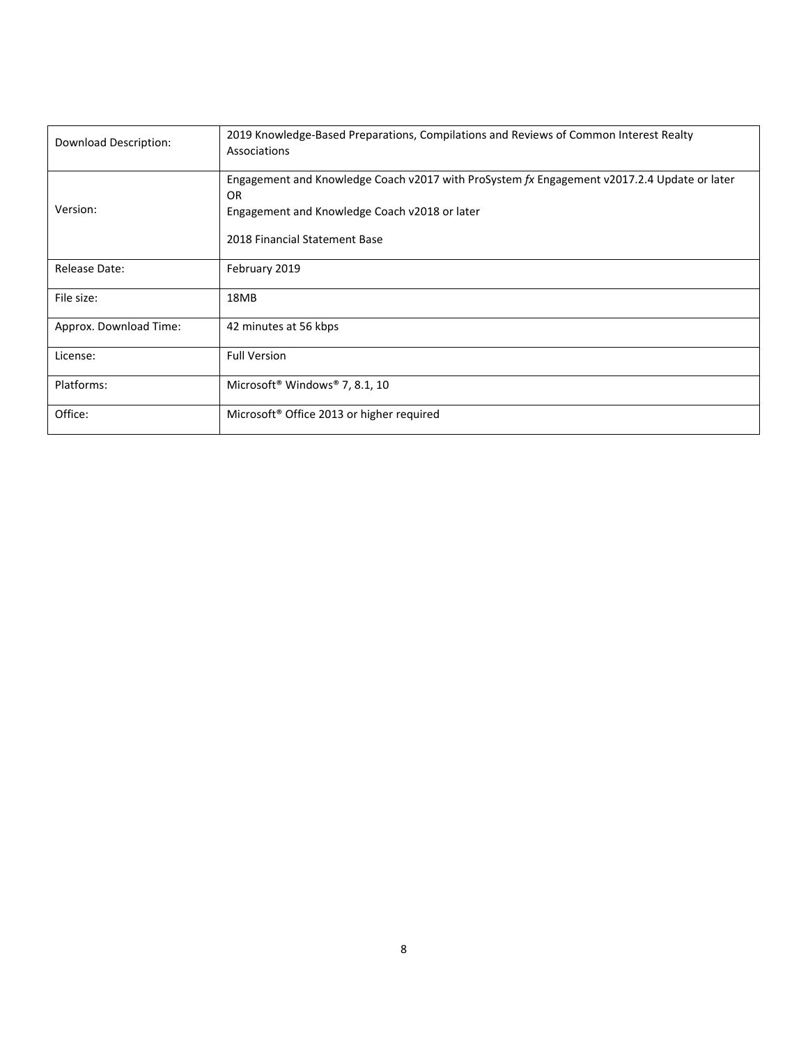| | |
|---|---|
| Download Description: | 2019 Knowledge-Based Preparations, Compilations and Reviews of Common Interest Realty Associations |
| Version: | Engagement and Knowledge Coach v2017 with ProSystem *fx* Engagement v2017.2.4 Update or later<br>OR<br>Engagement and Knowledge Coach v2018 or later<br><br>2018 Financial Statement Base |
| Release Date: | February 2019 |
| File size: | 18MB |
| Approx. Download Time: | 42 minutes at 56 kbps |
| License: | Full Version |
| Platforms: | Microsoft® Windows® 7, 8.1, 10 |
| Office: | Microsoft® Office 2013 or higher required |